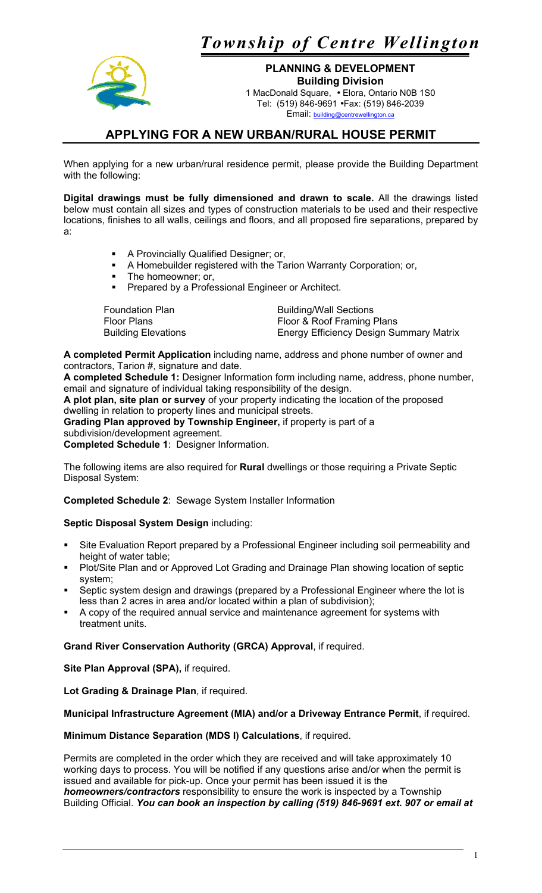# *Township of Centre Wellington*

**PLANNING & DEVELOPMENT**
**Building Division**
1 MacDonald Square, • Elora, Ontario N0B 1S0
Tel: (519) 846-9691 •Fax: (519) 846-2039
Email: building@centrewellington.ca

## APPLYING FOR A NEW URBAN/RURAL HOUSE PERMIT

When applying for a new urban/rural residence permit, please provide the Building Department with the following:

**Digital drawings must be fully dimensioned and drawn to scale.** All the drawings listed below must contain all sizes and types of construction materials to be used and their respective locations, finishes to all walls, ceilings and floors, and all proposed fire separations, prepared by a:

- A Provincially Qualified Designer; or,
- A Homebuilder registered with the Tarion Warranty Corporation; or,
- The homeowner; or,
- Prepared by a Professional Engineer or Architect.

| | |
|---|---|
| Foundation Plan | Building/Wall Sections |
| Floor Plans | Floor & Roof Framing Plans |
| Building Elevations | Energy Efficiency Design Summary Matrix |

**A completed Permit Application** including name, address and phone number of owner and contractors, Tarion #, signature and date.
**A completed Schedule 1:** Designer Information form including name, address, phone number, email and signature of individual taking responsibility of the design.
**A plot plan, site plan or survey** of your property indicating the location of the proposed dwelling in relation to property lines and municipal streets.
**Grading Plan approved by Township Engineer,** if property is part of a subdivision/development agreement.
**Completed Schedule 1**: Designer Information.

The following items are also required for **Rural** dwellings or those requiring a Private Septic Disposal System:

**Completed Schedule 2**: Sewage System Installer Information

**Septic Disposal System Design** including:

- Site Evaluation Report prepared by a Professional Engineer including soil permeability and height of water table;
- Plot/Site Plan and or Approved Lot Grading and Drainage Plan showing location of septic system;
- Septic system design and drawings (prepared by a Professional Engineer where the lot is less than 2 acres in area and/or located within a plan of subdivision);
- A copy of the required annual service and maintenance agreement for systems with treatment units.

**Grand River Conservation Authority (GRCA) Approval**, if required.

**Site Plan Approval (SPA),** if required.

**Lot Grading & Drainage Plan**, if required.

**Municipal Infrastructure Agreement (MIA) and/or a Driveway Entrance Permit**, if required.

**Minimum Distance Separation (MDS I) Calculations**, if required.

Permits are completed in the order which they are received and will take approximately 10 working days to process. You will be notified if any questions arise and/or when the permit is issued and available for pick-up. Once your permit has been issued it is the ***homeowners/contractors*** responsibility to ensure the work is inspected by a Township Building Official. ***You can book an inspection by calling (519) 846-9691 ext. 907 or email at***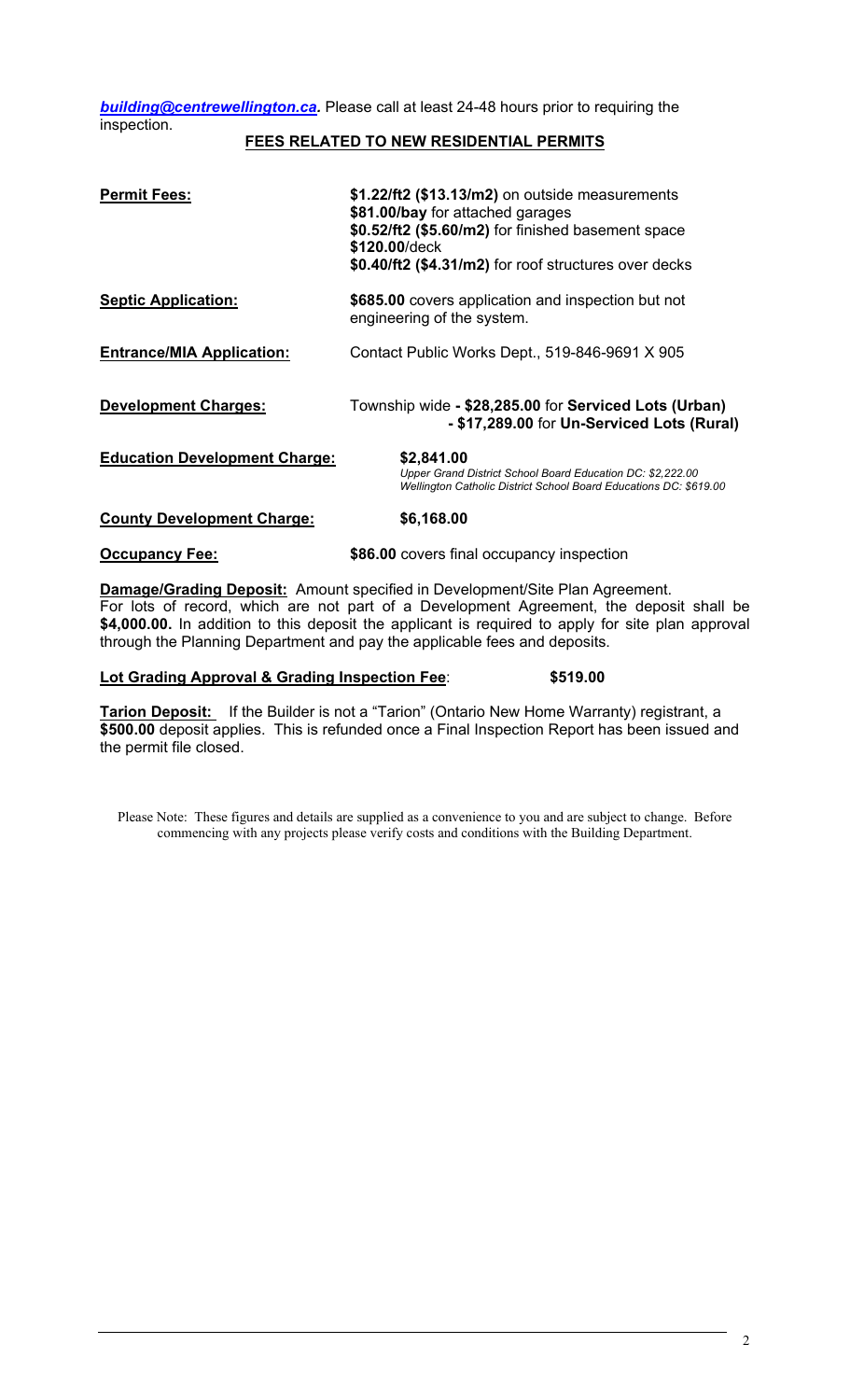***building@centrewellington.ca***. Please call at least 24-48 hours prior to requiring the inspection.

## FEES RELATED TO NEW RESIDENTIAL PERMITS

| | |
|---|---|
| **Permit Fees:** | **\$1.22/ft2 (\$13.13/m2)** on outside measurements<br>**\$81.00/bay** for attached garages<br>**\$0.52/ft2 (\$5.60/m2)** for finished basement space<br>**\$120.00**/deck<br>**\$0.40/ft2 (\$4.31/m2)** for roof structures over decks |
| **Septic Application:** | **\$685.00** covers application and inspection but not engineering of the system. |
| **Entrance/MIA Application:** | Contact Public Works Dept., 519-846-9691 X 905 |
| **Development Charges:** | Township wide **- \$28,285.00** for **Serviced Lots (Urban)**<br>**- \$17,289.00** for **Un-Serviced Lots (Rural)** |
| **Education Development Charge:** | **\$2,841.00**<br>*Upper Grand District School Board Education DC: \$2,222.00*<br>*Wellington Catholic District School Board Educations DC: \$619.00* |
| **County Development Charge:** | **\$6,168.00** |
| **Occupancy Fee:** | **\$86.00** covers final occupancy inspection |

**Damage/Grading Deposit:** Amount specified in Development/Site Plan Agreement. For lots of record, which are not part of a Development Agreement, the deposit shall be **\$4,000.00.** In addition to this deposit the applicant is required to apply for site plan approval through the Planning Department and pay the applicable fees and deposits.

**Lot Grading Approval & Grading Inspection Fee**: **\$519.00**

**Tarion Deposit:** If the Builder is not a "Tarion" (Ontario New Home Warranty) registrant, a **\$500.00** deposit applies. This is refunded once a Final Inspection Report has been issued and the permit file closed.

Please Note: These figures and details are supplied as a convenience to you and are subject to change. Before commencing with any projects please verify costs and conditions with the Building Department.